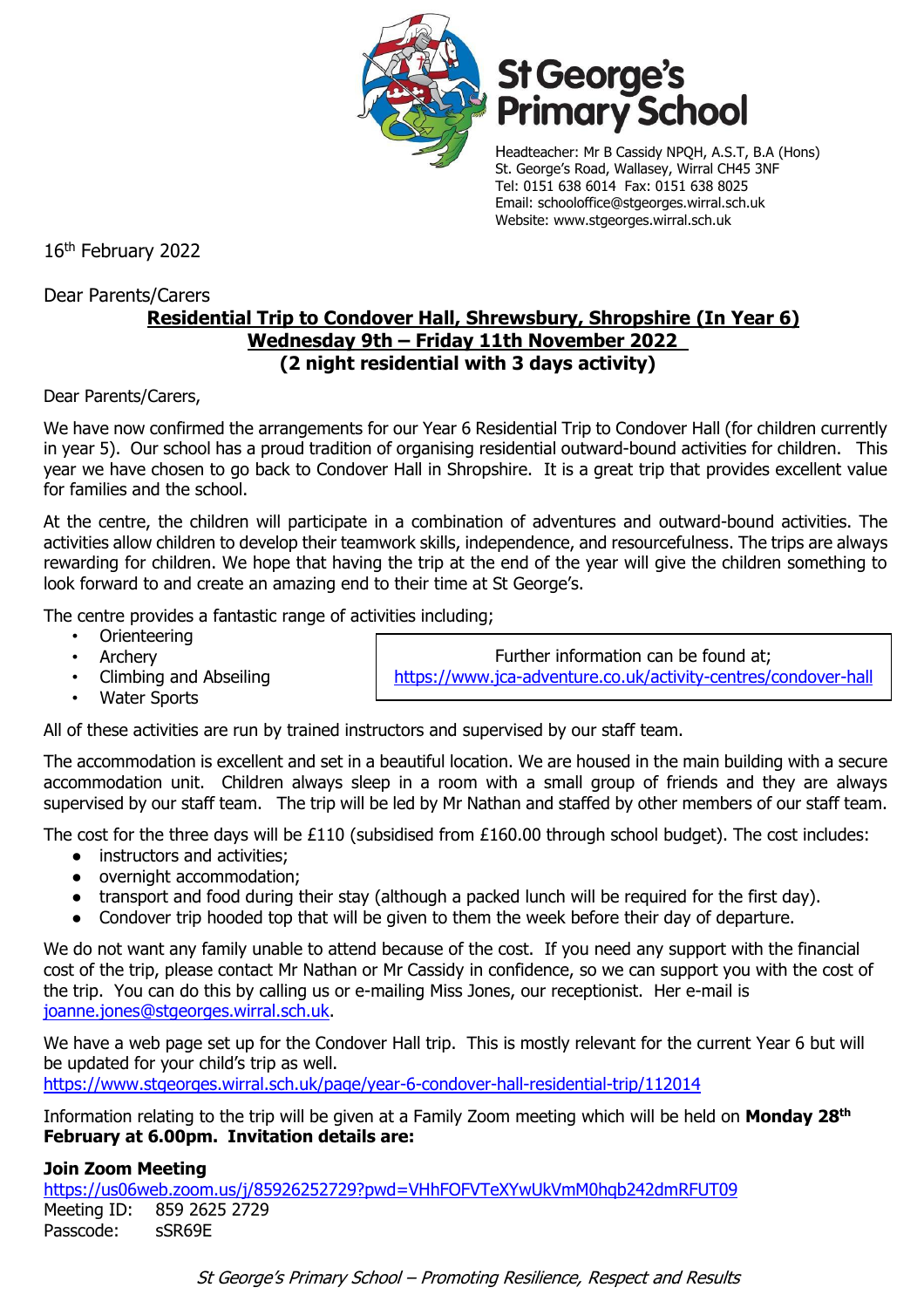# St George's Primary School

Headteacher: Mr B Cassidy NPQH, A.S.T, B.A (Hons)
St. George's Road, Wallasey, Wirral CH45 3NF
Tel: 0151 638 6014 Fax: 0151 638 8025
Email: schooloffice@stgeorges.wirral.sch.uk
Website: www.stgeorges.wirral.sch.uk

16th February 2022

Dear Parents/Carers

**Residential Trip to Condover Hall, Shrewsbury, Shropshire (In Year 6)**
**Wednesday 9th – Friday 11th November 2022**
**(2 night residential with 3 days activity)**

Dear Parents/Carers,

We have now confirmed the arrangements for our Year 6 Residential Trip to Condover Hall (for children currently in year 5). Our school has a proud tradition of organising residential outward-bound activities for children. This year we have chosen to go back to Condover Hall in Shropshire. It is a great trip that provides excellent value for families and the school.

At the centre, the children will participate in a combination of adventures and outward-bound activities. The activities allow children to develop their teamwork skills, independence, and resourcefulness. The trips are always rewarding for children. We hope that having the trip at the end of the year will give the children something to look forward to and create an amazing end to their time at St George's.

The centre provides a fantastic range of activities including;

- Orienteering
- Archery
- Climbing and Abseiling
- Water Sports

Further information can be found at;
https://www.jca-adventure.co.uk/activity-centres/condover-hall

All of these activities are run by trained instructors and supervised by our staff team.

The accommodation is excellent and set in a beautiful location. We are housed in the main building with a secure accommodation unit. Children always sleep in a room with a small group of friends and they are always supervised by our staff team. The trip will be led by Mr Nathan and staffed by other members of our staff team.

The cost for the three days will be £110 (subsidised from £160.00 through school budget). The cost includes:

- instructors and activities;
- overnight accommodation;
- transport and food during their stay (although a packed lunch will be required for the first day).
- Condover trip hooded top that will be given to them the week before their day of departure.

We do not want any family unable to attend because of the cost. If you need any support with the financial cost of the trip, please contact Mr Nathan or Mr Cassidy in confidence, so we can support you with the cost of the trip. You can do this by calling us or e-mailing Miss Jones, our receptionist. Her e-mail is joanne.jones@stgeorges.wirral.sch.uk.

We have a web page set up for the Condover Hall trip. This is mostly relevant for the current Year 6 but will be updated for your child's trip as well.
https://www.stgeorges.wirral.sch.uk/page/year-6-condover-hall-residential-trip/112014

Information relating to the trip will be given at a Family Zoom meeting which will be held on **Monday 28th February at 6.00pm. Invitation details are:**

**Join Zoom Meeting**
https://us06web.zoom.us/j/85926252729?pwd=VHhFOFVTeXYwUkVmM0hqb242dmRFUT09
Meeting ID: 859 2625 2729
Passcode: sSR69E

*St George's Primary School – Promoting Resilience, Respect and Results*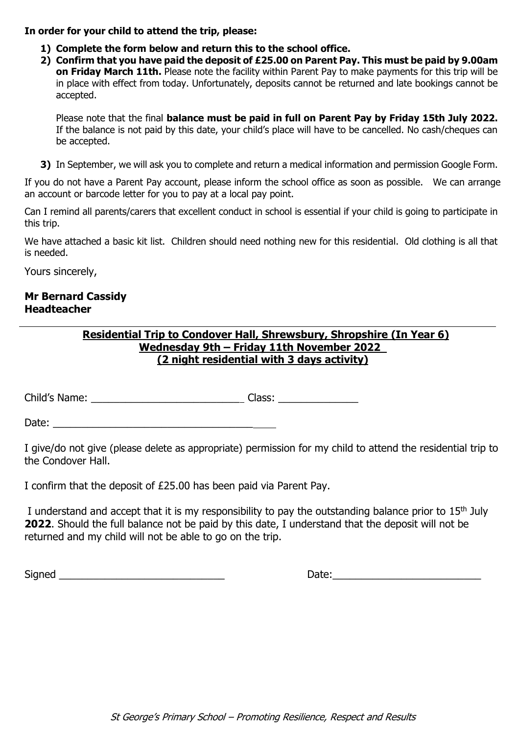**In order for your child to attend the trip, please:**

1) **Complete the form below and return this to the school office.**
2) **Confirm that you have paid the deposit of £25.00 on Parent Pay. This must be paid by 9.00am on Friday March 11th.** Please note the facility within Parent Pay to make payments for this trip will be in place with effect from today. Unfortunately, deposits cannot be returned and late bookings cannot be accepted.

   Please note that the final **balance must be paid in full on Parent Pay by Friday 15th July 2022.** If the balance is not paid by this date, your child's place will have to be cancelled. No cash/cheques can be accepted.

3) In September, we will ask you to complete and return a medical information and permission Google Form.

If you do not have a Parent Pay account, please inform the school office as soon as possible. We can arrange an account or barcode letter for you to pay at a local pay point.

Can I remind all parents/carers that excellent conduct in school is essential if your child is going to participate in this trip.

We have attached a basic kit list. Children should need nothing new for this residential. Old clothing is all that is needed.

Yours sincerely,

**Mr Bernard Cassidy**
**Headteacher**

---

**Residential Trip to Condover Hall, Shrewsbury, Shropshire (In Year 6)**
**Wednesday 9th – Friday 11th November 2022**
**(2 night residential with 3 days activity)**

Child's Name: ___________________________ Class: ______________

Date: ________________________________________

I give/do not give (please delete as appropriate) permission for my child to attend the residential trip to the Condover Hall.

I confirm that the deposit of £25.00 has been paid via Parent Pay.

I understand and accept that it is my responsibility to pay the outstanding balance prior to 15th July **2022**. Should the full balance not be paid by this date, I understand that the deposit will not be returned and my child will not be able to go on the trip.

Signed _____________________________ Date:__________________________

*St George's Primary School – Promoting Resilience, Respect and Results*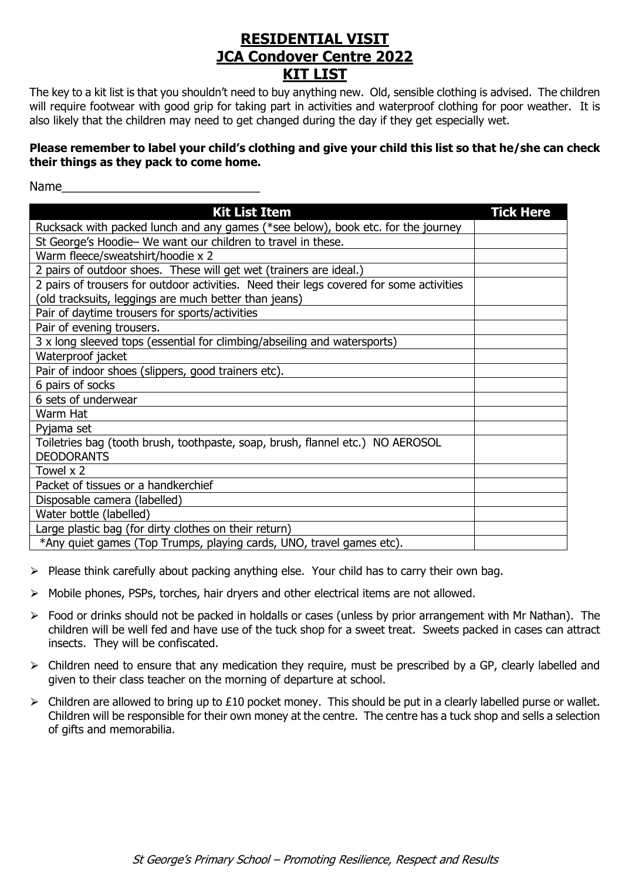# RESIDENTIAL VISIT
# JCA Condover Centre 2022
# KIT LIST

The key to a kit list is that you shouldn't need to buy anything new. Old, sensible clothing is advised. The children will require footwear with good grip for taking part in activities and waterproof clothing for poor weather. It is also likely that the children may need to get changed during the day if they get especially wet.

**Please remember to label your child's clothing and give your child this list so that he/she can check their things as they pack to come home.**

Name_____________________________

| Kit List Item | Tick Here |
|---|---|
| Rucksack with packed lunch and any games (*see below), book etc. for the journey | |
| St George's Hoodie– We want our children to travel in these. | |
| Warm fleece/sweatshirt/hoodie x 2 | |
| 2 pairs of outdoor shoes. These will get wet (trainers are ideal.) | |
| 2 pairs of trousers for outdoor activities. Need their legs covered for some activities (old tracksuits, leggings are much better than jeans) | |
| Pair of daytime trousers for sports/activities | |
| Pair of evening trousers. | |
| 3 x long sleeved tops (essential for climbing/abseiling and watersports) | |
| Waterproof jacket | |
| Pair of indoor shoes (slippers, good trainers etc). | |
| 6 pairs of socks | |
| 6 sets of underwear | |
| Warm Hat | |
| Pyjama set | |
| Toiletries bag (tooth brush, toothpaste, soap, brush, flannel etc.) NO AEROSOL DEODORANTS | |
| Towel x 2 | |
| Packet of tissues or a handkerchief | |
| Disposable camera (labelled) | |
| Water bottle (labelled) | |
| Large plastic bag (for dirty clothes on their return) | |
| *Any quiet games (Top Trumps, playing cards, UNO, travel games etc). | |

- Please think carefully about packing anything else. Your child has to carry their own bag.
- Mobile phones, PSPs, torches, hair dryers and other electrical items are not allowed.
- Food or drinks should not be packed in holdalls or cases (unless by prior arrangement with Mr Nathan). The children will be well fed and have use of the tuck shop for a sweet treat. Sweets packed in cases can attract insects. They will be confiscated.
- Children need to ensure that any medication they require, must be prescribed by a GP, clearly labelled and given to their class teacher on the morning of departure at school.
- Children are allowed to bring up to £10 pocket money. This should be put in a clearly labelled purse or wallet. Children will be responsible for their own money at the centre. The centre has a tuck shop and sells a selection of gifts and memorabilia.